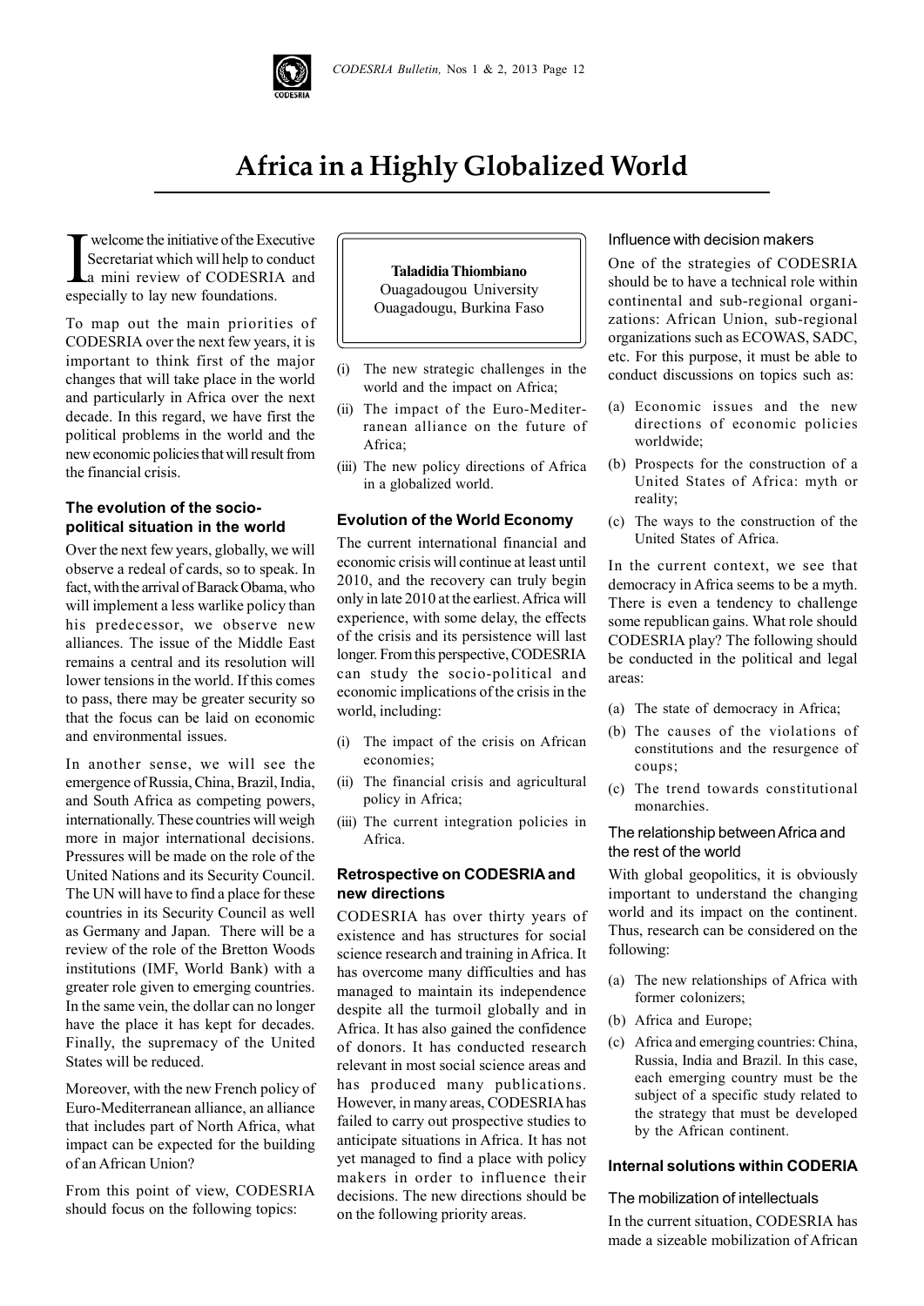# Africa in a Highly Globalized World

**Taladidia Thiombiano**
Ouagadougou University
Ouagadougu, Burkina Faso

I welcome the initiative of the Executive Secretariat which will help to conduct a mini review of CODESRIA and especially to lay new foundations.

To map out the main priorities of CODESRIA over the next few years, it is important to think first of the major changes that will take place in the world and particularly in Africa over the next decade. In this regard, we have first the political problems in the world and the new economic policies that will result from the financial crisis.

### The evolution of the socio-political situation in the world

Over the next few years, globally, we will observe a redeal of cards, so to speak. In fact, with the arrival of Barack Obama, who will implement a less warlike policy than his predecessor, we observe new alliances. The issue of the Middle East remains a central and its resolution will lower tensions in the world. If this comes to pass, there may be greater security so that the focus can be laid on economic and environmental issues.

In another sense, we will see the emergence of Russia, China, Brazil, India, and South Africa as competing powers, internationally. These countries will weigh more in major international decisions. Pressures will be made on the role of the United Nations and its Security Council. The UN will have to find a place for these countries in its Security Council as well as Germany and Japan. There will be a review of the role of the Bretton Woods institutions (IMF, World Bank) with a greater role given to emerging countries. In the same vein, the dollar can no longer have the place it has kept for decades. Finally, the supremacy of the United States will be reduced.

Moreover, with the new French policy of Euro-Mediterranean alliance, an alliance that includes part of North Africa, what impact can be expected for the building of an African Union?

From this point of view, CODESRIA should focus on the following topics:

(i) The new strategic challenges in the world and the impact on Africa;

(ii) The impact of the Euro-Mediterranean alliance on the future of Africa;

(iii) The new policy directions of Africa in a globalized world.

### Evolution of the World Economy

The current international financial and economic crisis will continue at least until 2010, and the recovery can truly begin only in late 2010 at the earliest. Africa will experience, with some delay, the effects of the crisis and its persistence will last longer. From this perspective, CODESRIA can study the socio-political and economic implications of the crisis in the world, including:

(i) The impact of the crisis on African economies;

(ii) The financial crisis and agricultural policy in Africa;

(iii) The current integration policies in Africa.

### Retrospective on CODESRIA and new directions

CODESRIA has over thirty years of existence and has structures for social science research and training in Africa. It has overcome many difficulties and has managed to maintain its independence despite all the turmoil globally and in Africa. It has also gained the confidence of donors. It has conducted research relevant in most social science areas and has produced many publications. However, in many areas, CODESRIA has failed to carry out prospective studies to anticipate situations in Africa. It has not yet managed to find a place with policy makers in order to influence their decisions. The new directions should be on the following priority areas.

#### Influence with decision makers

One of the strategies of CODESRIA should be to have a technical role within continental and sub-regional organizations: African Union, sub-regional organizations such as ECOWAS, SADC, etc. For this purpose, it must be able to conduct discussions on topics such as:

(a) Economic issues and the new directions of economic policies worldwide;

(b) Prospects for the construction of a United States of Africa: myth or reality;

(c) The ways to the construction of the United States of Africa.

In the current context, we see that democracy in Africa seems to be a myth. There is even a tendency to challenge some republican gains. What role should CODESRIA play? The following should be conducted in the political and legal areas:

(a) The state of democracy in Africa;

(b) The causes of the violations of constitutions and the resurgence of coups;

(c) The trend towards constitutional monarchies.

#### The relationship between Africa and the rest of the world

With global geopolitics, it is obviously important to understand the changing world and its impact on the continent. Thus, research can be considered on the following:

(a) The new relationships of Africa with former colonizers;

(b) Africa and Europe;

(c) Africa and emerging countries: China, Russia, India and Brazil. In this case, each emerging country must be the subject of a specific study related to the strategy that must be developed by the African continent.

### Internal solutions within CODERIA

#### The mobilization of intellectuals

In the current situation, CODESRIA has made a sizeable mobilization of African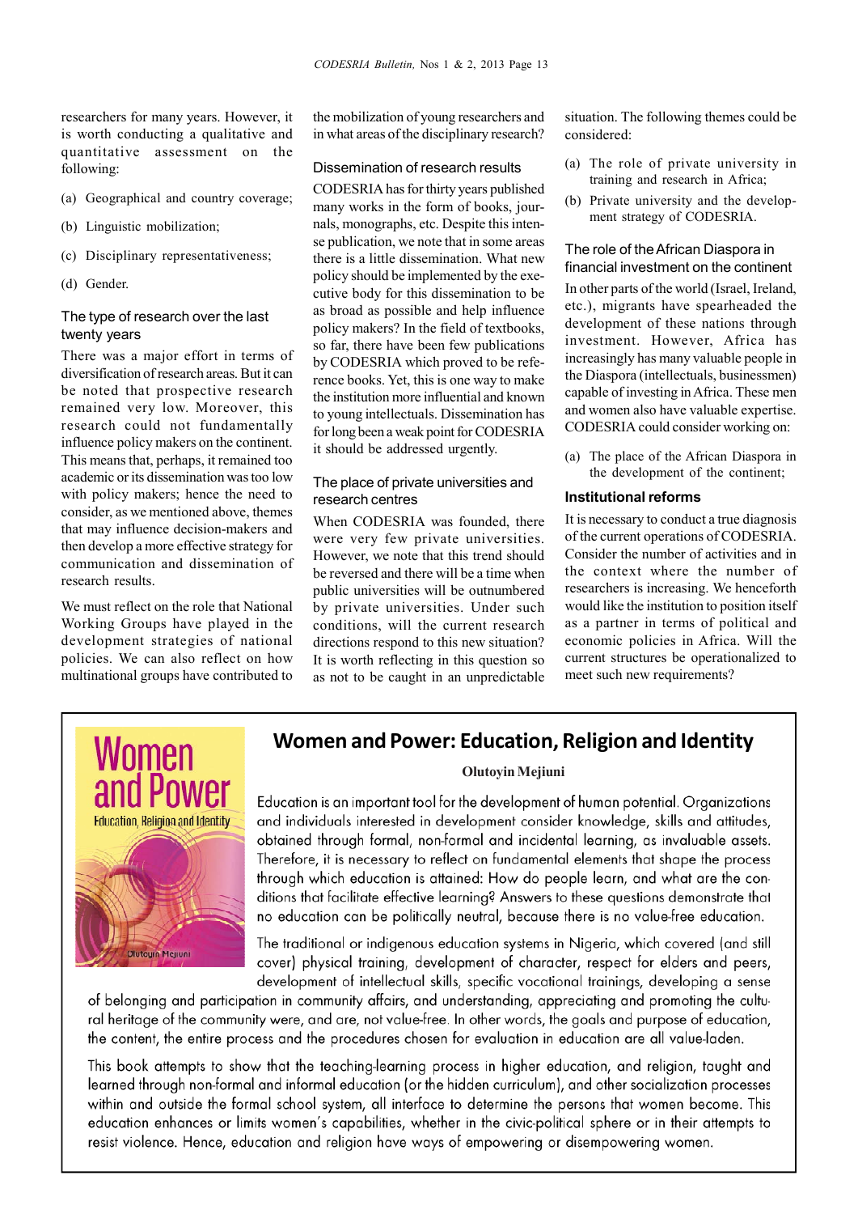researchers for many years. However, it is worth conducting a qualitative and quantitative assessment on the following:

(a) Geographical and country coverage;

(b) Linguistic mobilization;

(c) Disciplinary representativeness;

(d) Gender.

### The type of research over the last twenty years

There was a major effort in terms of diversification of research areas. But it can be noted that prospective research remained very low. Moreover, this research could not fundamentally influence policy makers on the continent. This means that, perhaps, it remained too academic or its dissemination was too low with policy makers; hence the need to consider, as we mentioned above, themes that may influence decision-makers and then develop a more effective strategy for communication and dissemination of research results.

We must reflect on the role that National Working Groups have played in the development strategies of national policies. We can also reflect on how multinational groups have contributed to the mobilization of young researchers and in what areas of the disciplinary research?

### Dissemination of research results

CODESRIA has for thirty years published many works in the form of books, journals, monographs, etc. Despite this intense publication, we note that in some areas there is a little dissemination. What new policy should be implemented by the executive body for this dissemination to be as broad as possible and help influence policy makers? In the field of textbooks, so far, there have been few publications by CODESRIA which proved to be reference books. Yet, this is one way to make the institution more influential and known to young intellectuals. Dissemination has for long been a weak point for CODESRIA it should be addressed urgently.

### The place of private universities and research centres

When CODESRIA was founded, there were very few private universities. However, we note that this trend should be reversed and there will be a time when public universities will be outnumbered by private universities. Under such conditions, will the current research directions respond to this new situation? It is worth reflecting in this question so as not to be caught in an unpredictable situation. The following themes could be considered:

(a) The role of private university in training and research in Africa;

(b) Private university and the development strategy of CODESRIA.

### The role of the African Diaspora in financial investment on the continent

In other parts of the world (Israel, Ireland, etc.), migrants have spearheaded the development of these nations through investment. However, Africa has increasingly has many valuable people in the Diaspora (intellectuals, businessmen) capable of investing in Africa. These men and women also have valuable expertise. CODESRIA could consider working on:

(a) The place of the African Diaspora in the development of the continent;

### Institutional reforms

It is necessary to conduct a true diagnosis of the current operations of CODESRIA. Consider the number of activities and in the context where the number of researchers is increasing. We henceforth would like the institution to position itself as a partner in terms of political and economic policies in Africa. Will the current structures be operationalized to meet such new requirements?

## Women and Power: Education, Religion and Identity

**Olutoyin Mejiuni**

Education is an important tool for the development of human potential. Organizations and individuals interested in development consider knowledge, skills and attitudes, obtained through formal, non-formal and incidental learning, as invaluable assets. Therefore, it is necessary to reflect on fundamental elements that shape the process through which education is attained: How do people learn, and what are the conditions that facilitate effective learning? Answers to these questions demonstrate that no education can be politically neutral, because there is no value-free education.

The traditional or indigenous education systems in Nigeria, which covered (and still cover) physical training, development of character, respect for elders and peers, development of intellectual skills, specific vocational trainings, developing a sense of belonging and participation in community affairs, and understanding, appreciating and promoting the cultural heritage of the community were, and are, not value-free. In other words, the goals and purpose of education, the content, the entire process and the procedures chosen for evaluation in education are all value-laden.

This book attempts to show that the teaching-learning process in higher education, and religion, taught and learned through non-formal and informal education (or the hidden curriculum), and other socialization processes within and outside the formal school system, all interface to determine the persons that women become. This education enhances or limits women's capabilities, whether in the civic-political sphere or in their attempts to resist violence. Hence, education and religion have ways of empowering or disempowering women.